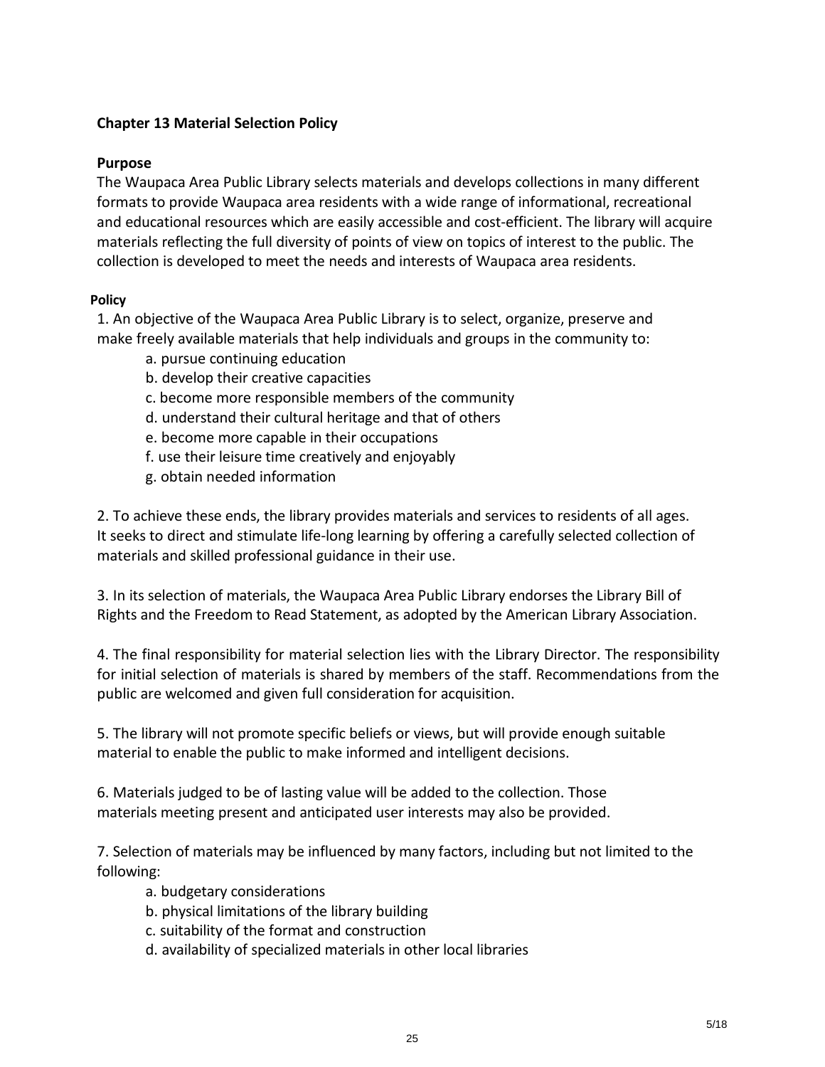## Chapter 13 Material Selection Policy

### Purpose

The Waupaca Area Public Library selects materials and develops collections in many different formats to provide Waupaca area residents with a wide range of informational, recreational and educational resources which are easily accessible and cost-efficient. The library will acquire materials reflecting the full diversity of points of view on topics of interest to the public. The collection is developed to meet the needs and interests of Waupaca area residents.

### Policy

1. An objective of the Waupaca Area Public Library is to select, organize, preserve and make freely available materials that help individuals and groups in the community to:
   - a. pursue continuing education
   - b. develop their creative capacities
   - c. become more responsible members of the community
   - d. understand their cultural heritage and that of others
   - e. become more capable in their occupations
   - f. use their leisure time creatively and enjoyably
   - g. obtain needed information

2. To achieve these ends, the library provides materials and services to residents of all ages. It seeks to direct and stimulate life-long learning by offering a carefully selected collection of materials and skilled professional guidance in their use.

3. In its selection of materials, the Waupaca Area Public Library endorses the Library Bill of Rights and the Freedom to Read Statement, as adopted by the American Library Association.

4. The final responsibility for material selection lies with the Library Director. The responsibility for initial selection of materials is shared by members of the staff. Recommendations from the public are welcomed and given full consideration for acquisition.

5. The library will not promote specific beliefs or views, but will provide enough suitable material to enable the public to make informed and intelligent decisions.

6. Materials judged to be of lasting value will be added to the collection. Those materials meeting present and anticipated user interests may also be provided.

7. Selection of materials may be influenced by many factors, including but not limited to the following:
   - a. budgetary considerations
   - b. physical limitations of the library building
   - c. suitability of the format and construction
   - d. availability of specialized materials in other local libraries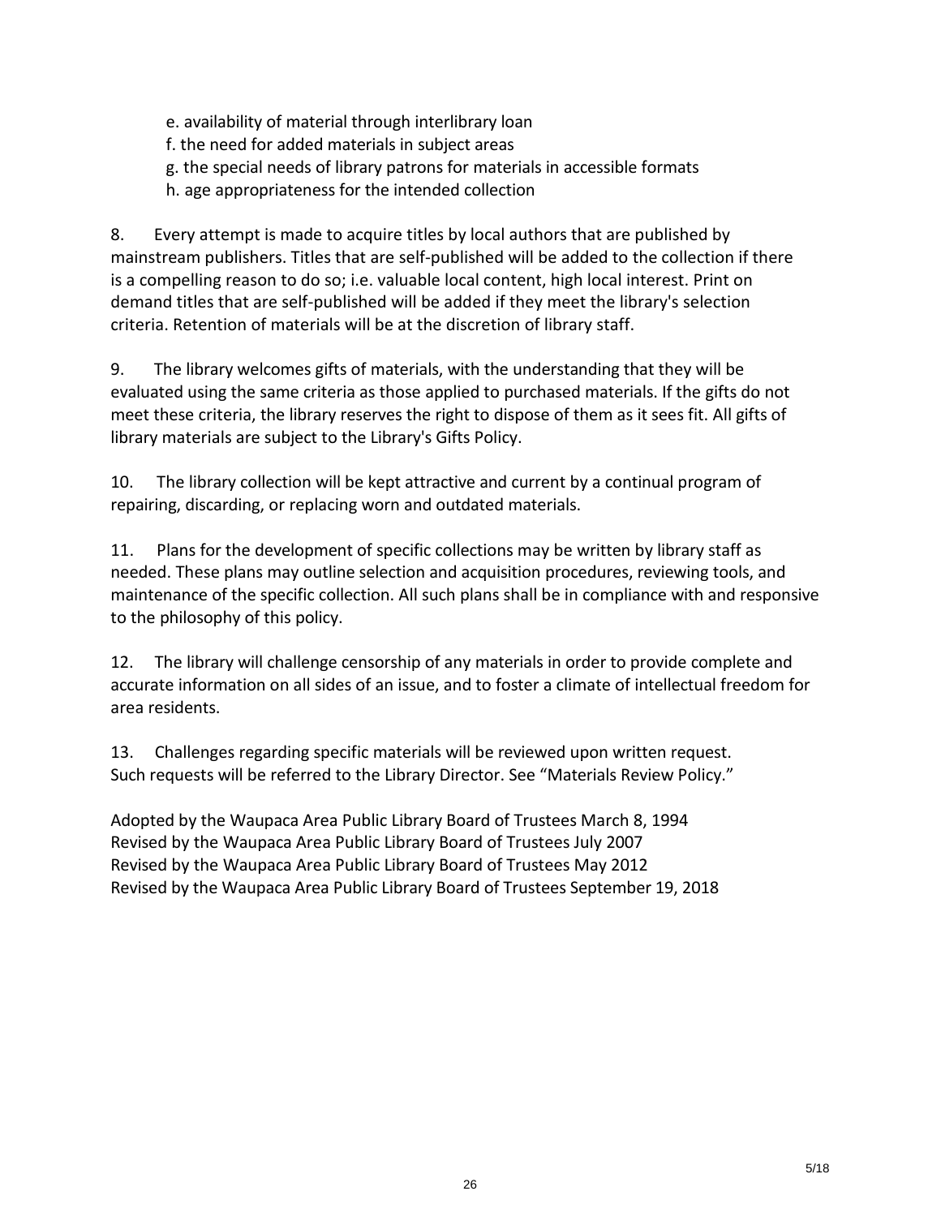e. availability of material through interlibrary loan
f. the need for added materials in subject areas
g. the special needs of library patrons for materials in accessible formats
h. age appropriateness for the intended collection

8. Every attempt is made to acquire titles by local authors that are published by mainstream publishers. Titles that are self-published will be added to the collection if there is a compelling reason to do so; i.e. valuable local content, high local interest. Print on demand titles that are self-published will be added if they meet the library's selection criteria. Retention of materials will be at the discretion of library staff.

9. The library welcomes gifts of materials, with the understanding that they will be evaluated using the same criteria as those applied to purchased materials. If the gifts do not meet these criteria, the library reserves the right to dispose of them as it sees fit. All gifts of library materials are subject to the Library's Gifts Policy.

10. The library collection will be kept attractive and current by a continual program of repairing, discarding, or replacing worn and outdated materials.

11. Plans for the development of specific collections may be written by library staff as needed. These plans may outline selection and acquisition procedures, reviewing tools, and maintenance of the specific collection. All such plans shall be in compliance with and responsive to the philosophy of this policy.

12. The library will challenge censorship of any materials in order to provide complete and accurate information on all sides of an issue, and to foster a climate of intellectual freedom for area residents.

13. Challenges regarding specific materials will be reviewed upon written request. Such requests will be referred to the Library Director. See "Materials Review Policy."

Adopted by the Waupaca Area Public Library Board of Trustees March 8, 1994
Revised by the Waupaca Area Public Library Board of Trustees July 2007
Revised by the Waupaca Area Public Library Board of Trustees May 2012
Revised by the Waupaca Area Public Library Board of Trustees September 19, 2018